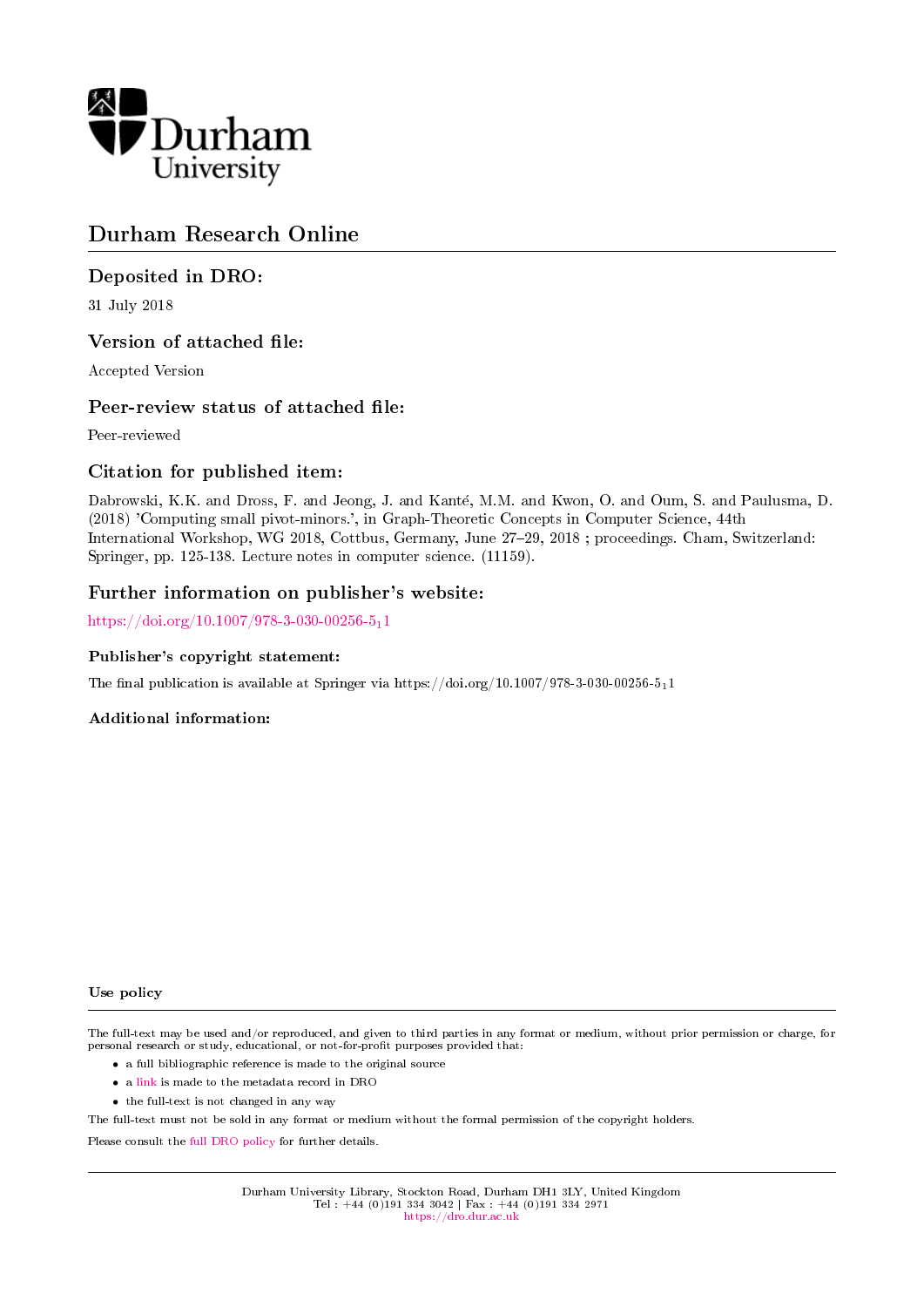Durham University

# Durham Research Online

## Deposited in DRO:

31 July 2018

## Version of attached file:

Accepted Version

## Peer-review status of attached file:

Peer-reviewed

## Citation for published item:

Dabrowski, K.K. and Dross, F. and Jeong, J. and Kanté, M.M. and Kwon, O. and Oum, S. and Paulusma, D. (2018) 'Computing small pivot-minors.', in Graph-Theoretic Concepts in Computer Science, 44th International Workshop, WG 2018, Cottbus, Germany, June 27–29, 2018 ; proceedings. Cham, Switzerland: Springer, pp. 125-138. Lecture notes in computer science. (11159).

## Further information on publisher's website:

https://doi.org/10.1007/978-3-030-00256-5_11

### Publisher's copyright statement:

The final publication is available at Springer via https://doi.org/10.1007/978-3-030-00256-5_11

### Additional information:

### Use policy

The full-text may be used and/or reproduced, and given to third parties in any format or medium, without prior permission or charge, for personal research or study, educational, or not-for-profit purposes provided that:

- a full bibliographic reference is made to the original source
- a link is made to the metadata record in DRO
- the full-text is not changed in any way

The full-text must not be sold in any format or medium without the formal permission of the copyright holders.

Please consult the full DRO policy for further details.

Durham University Library, Stockton Road, Durham DH1 3LY, United Kingdom
Tel : +44 (0)191 334 3042 | Fax : +44 (0)191 334 2971
https://dro.dur.ac.uk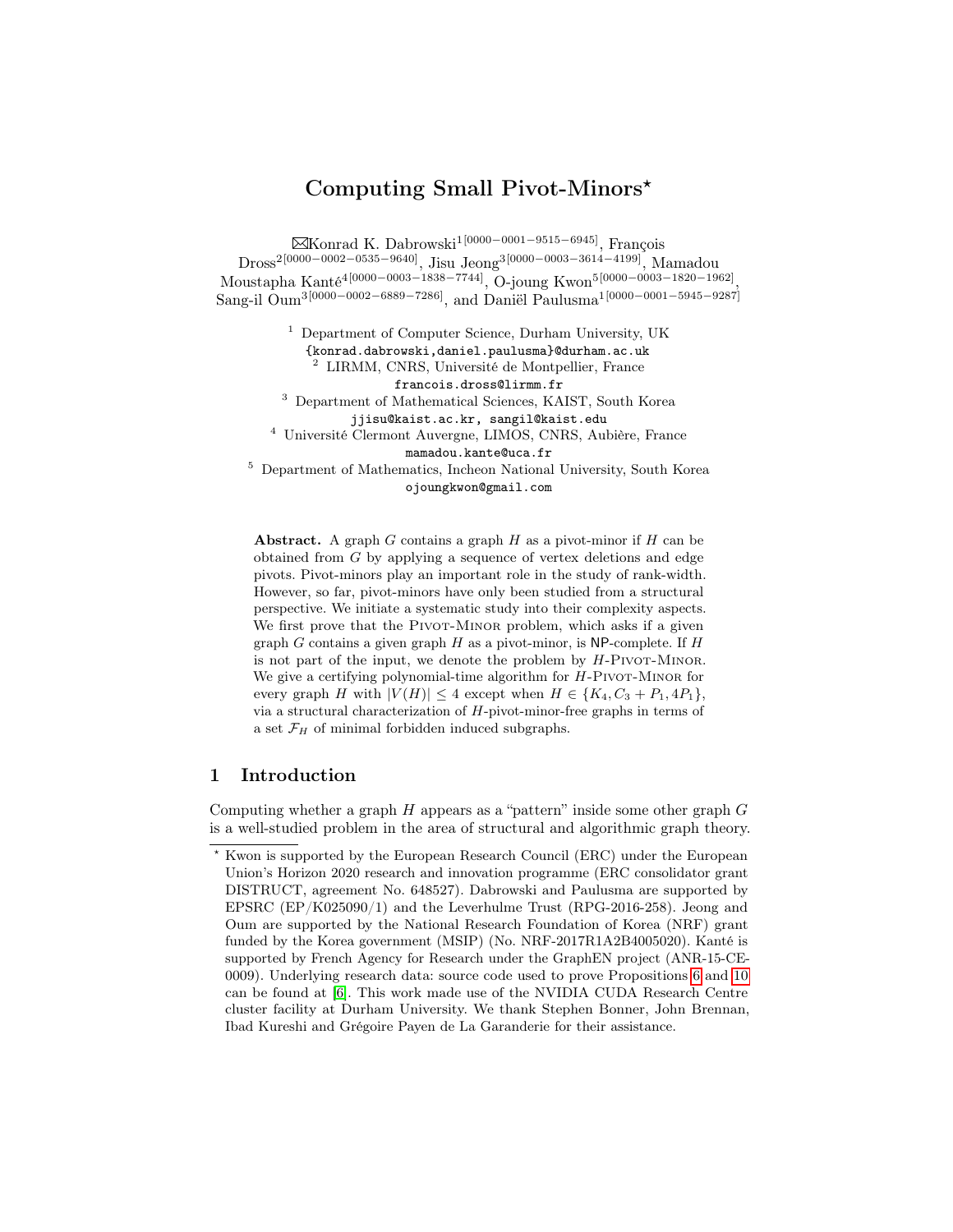# Computing Small Pivot-Minors*

✉Konrad K. Dabrowski[1[0000−0001−9515−6945]], François Dross[2[0000−0002−0535−9640]], Jisu Jeong[3[0000−0003−3614−4199]], Mamadou Moustapha Kanté[4[0000−0003−1838−7744]], O-joung Kwon[5[0000−0003−1820−1962]], Sang-il Oum[3[0000−0002−6889−7286]], and Daniël Paulusma[1[0000−0001−5945−9287]]

[1] Department of Computer Science, Durham University, UK
`{konrad.dabrowski,daniel.paulusma}@durham.ac.uk`

[2] LIRMM, CNRS, Université de Montpellier, France
`francois.dross@lirmm.fr`

[3] Department of Mathematical Sciences, KAIST, South Korea
`jjisu@kaist.ac.kr, sangil@kaist.edu`

[4] Université Clermont Auvergne, LIMOS, CNRS, Aubière, France
`mamadou.kante@uca.fr`

[5] Department of Mathematics, Incheon National University, South Korea
`ojoungkwon@gmail.com`

**Abstract.** A graph $G$ contains a graph $H$ as a pivot-minor if $H$ can be obtained from $G$ by applying a sequence of vertex deletions and edge pivots. Pivot-minors play an important role in the study of rank-width. However, so far, pivot-minors have only been studied from a structural perspective. We initiate a systematic study into their complexity aspects. We first prove that the Pivot-Minor problem, which asks if a given graph $G$ contains a given graph $H$ as a pivot-minor, is NP-complete. If $H$ is not part of the input, we denote the problem by $H$-Pivot-Minor. We give a certifying polynomial-time algorithm for $H$-Pivot-Minor for every graph $H$ with $|V(H)| \leq 4$ except when $H \in \{K_4, C_3 + P_1, 4P_1\}$, via a structural characterization of $H$-pivot-minor-free graphs in terms of a set $\mathcal{F}_H$ of minimal forbidden induced subgraphs.

## 1 Introduction

Computing whether a graph $H$ appears as a "pattern" inside some other graph $G$ is a well-studied problem in the area of structural and algorithmic graph theory.

---

* Kwon is supported by the European Research Council (ERC) under the European Union's Horizon 2020 research and innovation programme (ERC consolidator grant DISTRUCT, agreement No. 648527). Dabrowski and Paulusma are supported by EPSRC (EP/K025090/1) and the Leverhulme Trust (RPG-2016-258). Jeong and Oum are supported by the National Research Foundation of Korea (NRF) grant funded by the Korea government (MSIP) (No. NRF-2017R1A2B4005020). Kanté is supported by French Agency for Research under the GraphEN project (ANR-15-CE-0009). Underlying research data: source code used to prove Propositions 6 and 10 can be found at [6]. This work made use of the NVIDIA CUDA Research Centre cluster facility at Durham University. We thank Stephen Bonner, John Brennan, Ibad Kureshi and Grégoire Payen de La Garanderie for their assistance.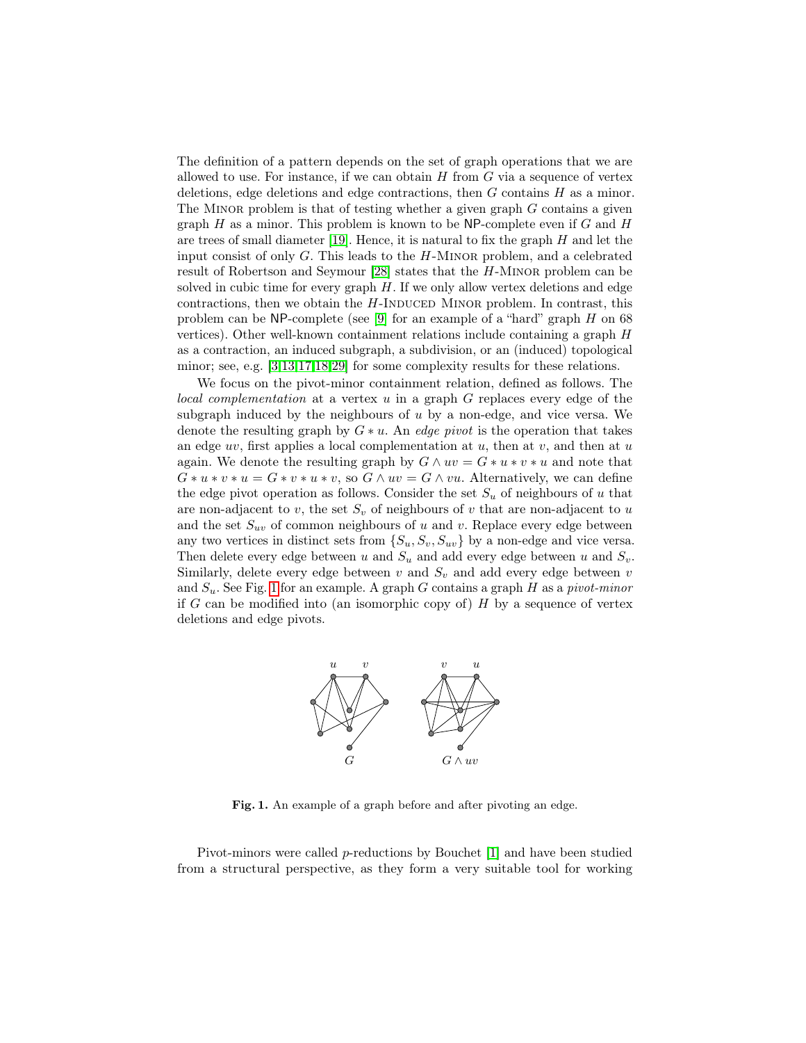The definition of a pattern depends on the set of graph operations that we are allowed to use. For instance, if we can obtain $H$ from $G$ via a sequence of vertex deletions, edge deletions and edge contractions, then $G$ contains $H$ as a minor. The MINOR problem is that of testing whether a given graph $G$ contains a given graph $H$ as a minor. This problem is known to be NP-complete even if $G$ and $H$ are trees of small diameter [19]. Hence, it is natural to fix the graph $H$ and let the input consist of only $G$. This leads to the $H$-MINOR problem, and a celebrated result of Robertson and Seymour [28] states that the $H$-MINOR problem can be solved in cubic time for every graph $H$. If we only allow vertex deletions and edge contractions, then we obtain the $H$-INDUCED MINOR problem. In contrast, this problem can be NP-complete (see [9] for an example of a "hard" graph $H$ on 68 vertices). Other well-known containment relations include containing a graph $H$ as a contraction, an induced subgraph, a subdivision, or an (induced) topological minor; see, e.g. [3,13,17,18,29] for some complexity results for these relations.

We focus on the pivot-minor containment relation, defined as follows. The *local complementation* at a vertex $u$ in a graph $G$ replaces every edge of the subgraph induced by the neighbours of $u$ by a non-edge, and vice versa. We denote the resulting graph by $G * u$. An *edge pivot* is the operation that takes an edge $uv$, first applies a local complementation at $u$, then at $v$, and then at $u$ again. We denote the resulting graph by $G \wedge uv = G * u * v * u$ and note that $G * u * v * u = G * v * u * v$, so $G \wedge uv = G \wedge vu$. Alternatively, we can define the edge pivot operation as follows. Consider the set $S_u$ of neighbours of $u$ that are non-adjacent to $v$, the set $S_v$ of neighbours of $v$ that are non-adjacent to $u$ and the set $S_{uv}$ of common neighbours of $u$ and $v$. Replace every edge between any two vertices in distinct sets from $\{S_u, S_v, S_{uv}\}$ by a non-edge and vice versa. Then delete every edge between $u$ and $S_u$ and add every edge between $u$ and $S_v$. Similarly, delete every edge between $v$ and $S_v$ and add every edge between $v$ and $S_u$. See Fig. 1 for an example. A graph $G$ contains a graph $H$ as a *pivot-minor* if $G$ can be modified into (an isomorphic copy of) $H$ by a sequence of vertex deletions and edge pivots.

**Fig. 1.** An example of a graph before and after pivoting an edge.

Pivot-minors were called *p*-reductions by Bouchet [1] and have been studied from a structural perspective, as they form a very suitable tool for working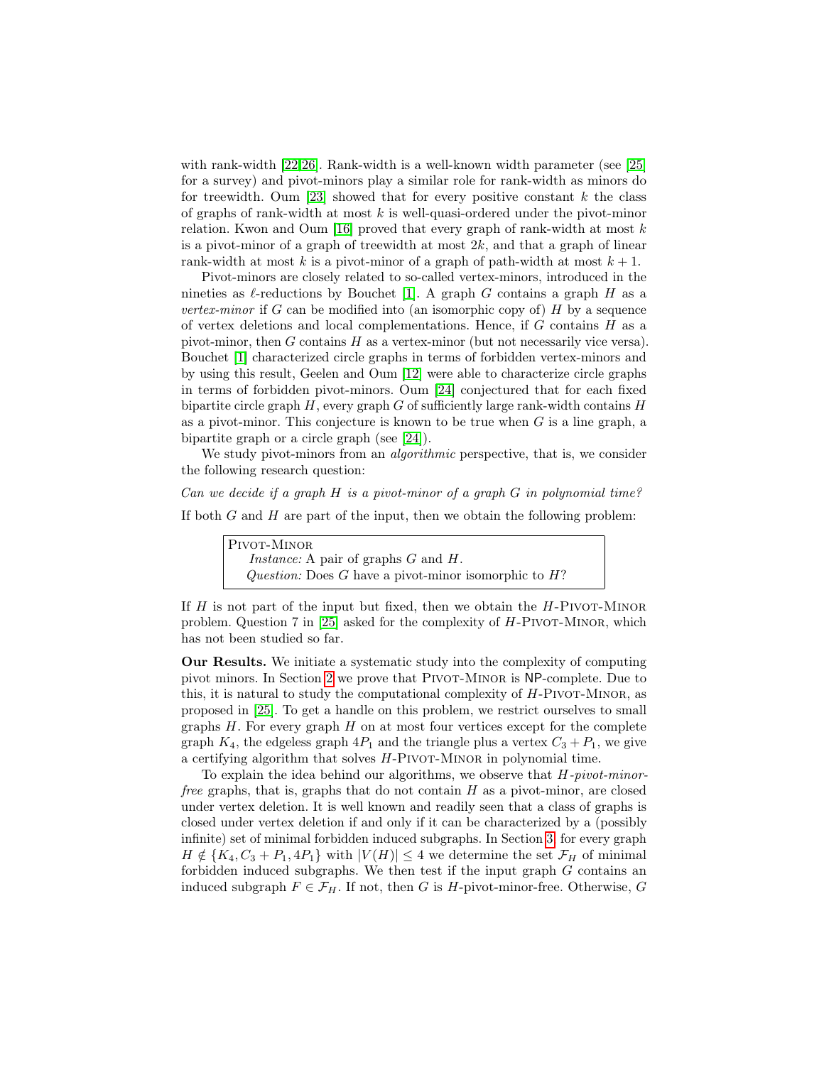with rank-width [22,26]. Rank-width is a well-known width parameter (see [25] for a survey) and pivot-minors play a similar role for rank-width as minors do for treewidth. Oum [23] showed that for every positive constant $k$ the class of graphs of rank-width at most $k$ is well-quasi-ordered under the pivot-minor relation. Kwon and Oum [16] proved that every graph of rank-width at most $k$ is a pivot-minor of a graph of treewidth at most $2k$, and that a graph of linear rank-width at most $k$ is a pivot-minor of a graph of path-width at most $k+1$.

Pivot-minors are closely related to so-called vertex-minors, introduced in the nineties as $\ell$-reductions by Bouchet [1]. A graph $G$ contains a graph $H$ as a *vertex-minor* if $G$ can be modified into (an isomorphic copy of) $H$ by a sequence of vertex deletions and local complementations. Hence, if $G$ contains $H$ as a pivot-minor, then $G$ contains $H$ as a vertex-minor (but not necessarily vice versa). Bouchet [1] characterized circle graphs in terms of forbidden vertex-minors and by using this result, Geelen and Oum [12] were able to characterize circle graphs in terms of forbidden pivot-minors. Oum [24] conjectured that for each fixed bipartite circle graph $H$, every graph $G$ of sufficiently large rank-width contains $H$ as a pivot-minor. This conjecture is known to be true when $G$ is a line graph, a bipartite graph or a circle graph (see [24]).

We study pivot-minors from an *algorithmic* perspective, that is, we consider the following research question:

*Can we decide if a graph $H$ is a pivot-minor of a graph $G$ in polynomial time?*

If both $G$ and $H$ are part of the input, then we obtain the following problem:

> Pivot-Minor
> *Instance:* A pair of graphs $G$ and $H$.
> *Question:* Does $G$ have a pivot-minor isomorphic to $H$?

If $H$ is not part of the input but fixed, then we obtain the $H$-Pivot-Minor problem. Question 7 in [25] asked for the complexity of $H$-Pivot-Minor, which has not been studied so far.

**Our Results.** We initiate a systematic study into the complexity of computing pivot minors. In Section 2 we prove that Pivot-Minor is NP-complete. Due to this, it is natural to study the computational complexity of $H$-Pivot-Minor, as proposed in [25]. To get a handle on this problem, we restrict ourselves to small graphs $H$. For every graph $H$ on at most four vertices except for the complete graph $K_4$, the edgeless graph $4P_1$ and the triangle plus a vertex $C_3+P_1$, we give a certifying algorithm that solves $H$-Pivot-Minor in polynomial time.

To explain the idea behind our algorithms, we observe that *$H$-pivot-minor-free* graphs, that is, graphs that do not contain $H$ as a pivot-minor, are closed under vertex deletion. It is well known and readily seen that a class of graphs is closed under vertex deletion if and only if it can be characterized by a (possibly infinite) set of minimal forbidden induced subgraphs. In Section 3, for every graph $H \notin \{K_4, C_3+P_1, 4P_1\}$ with $|V(H)| \leq 4$ we determine the set $\mathcal{F}_H$ of minimal forbidden induced subgraphs. We then test if the input graph $G$ contains an induced subgraph $F \in \mathcal{F}_H$. If not, then $G$ is $H$-pivot-minor-free. Otherwise, $G$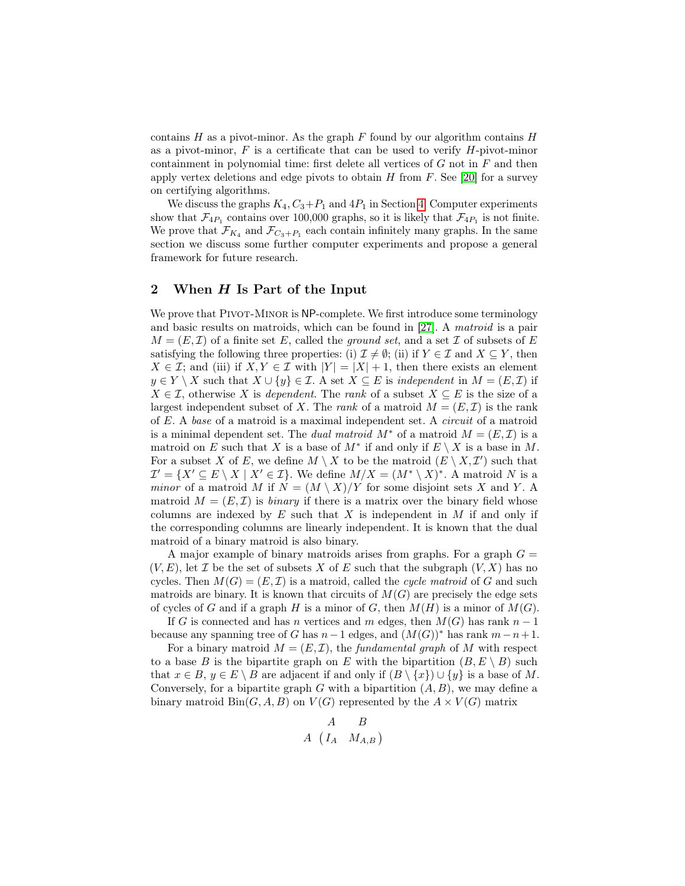contains $H$ as a pivot-minor. As the graph $F$ found by our algorithm contains $H$ as a pivot-minor, $F$ is a certificate that can be used to verify $H$-pivot-minor containment in polynomial time: first delete all vertices of $G$ not in $F$ and then apply vertex deletions and edge pivots to obtain $H$ from $F$. See [20] for a survey on certifying algorithms.

We discuss the graphs $K_4, C_3+P_1$ and $4P_1$ in Section 4. Computer experiments show that $\mathcal{F}_{4P_1}$ contains over 100,000 graphs, so it is likely that $\mathcal{F}_{4P_1}$ is not finite. We prove that $\mathcal{F}_{K_4}$ and $\mathcal{F}_{C_3+P_1}$ each contain infinitely many graphs. In the same section we discuss some further computer experiments and propose a general framework for future research.

## 2 When $H$ Is Part of the Input

We prove that Pivot-Minor is NP-complete. We first introduce some terminology and basic results on matroids, which can be found in [27]. A *matroid* is a pair $M = (E, \mathcal{I})$ of a finite set $E$, called the *ground set*, and a set $\mathcal{I}$ of subsets of $E$ satisfying the following three properties: (i) $\mathcal{I} \neq \emptyset$; (ii) if $Y \in \mathcal{I}$ and $X \subseteq Y$, then $X \in \mathcal{I}$; and (iii) if $X, Y \in \mathcal{I}$ with $|Y| = |X| + 1$, then there exists an element $y \in Y \setminus X$ such that $X \cup \{y\} \in \mathcal{I}$. A set $X \subseteq E$ is *independent* in $M = (E, \mathcal{I})$ if $X \in \mathcal{I}$, otherwise $X$ is *dependent*. The *rank* of a subset $X \subseteq E$ is the size of a largest independent subset of $X$. The *rank* of a matroid $M = (E, \mathcal{I})$ is the rank of $E$. A *base* of a matroid is a maximal independent set. A *circuit* of a matroid is a minimal dependent set. The *dual matroid* $M^*$ of a matroid $M = (E, \mathcal{I})$ is a matroid on $E$ such that $X$ is a base of $M^*$ if and only if $E \setminus X$ is a base in $M$. For a subset $X$ of $E$, we define $M \setminus X$ to be the matroid $(E \setminus X, \mathcal{I}')$ such that $\mathcal{I}' = \{X' \subseteq E \setminus X \mid X' \in \mathcal{I}\}$. We define $M/X = (M^* \setminus X)^*$. A matroid $N$ is a *minor* of a matroid $M$ if $N = (M \setminus X)/Y$ for some disjoint sets $X$ and $Y$. A matroid $M = (E, \mathcal{I})$ is *binary* if there is a matrix over the binary field whose columns are indexed by $E$ such that $X$ is independent in $M$ if and only if the corresponding columns are linearly independent. It is known that the dual matroid of a binary matroid is also binary.

A major example of binary matroids arises from graphs. For a graph $G = (V, E)$, let $\mathcal{I}$ be the set of subsets $X$ of $E$ such that the subgraph $(V, X)$ has no cycles. Then $M(G) = (E, \mathcal{I})$ is a matroid, called the *cycle matroid* of $G$ and such matroids are binary. It is known that circuits of $M(G)$ are precisely the edge sets of cycles of $G$ and if a graph $H$ is a minor of $G$, then $M(H)$ is a minor of $M(G)$.

If $G$ is connected and has $n$ vertices and $m$ edges, then $M(G)$ has rank $n-1$ because any spanning tree of $G$ has $n-1$ edges, and $(M(G))^*$ has rank $m-n+1$.

For a binary matroid $M = (E, \mathcal{I})$, the *fundamental graph* of $M$ with respect to a base $B$ is the bipartite graph on $E$ with the bipartition $(B, E \setminus B)$ such that $x \in B$, $y \in E \setminus B$ are adjacent if and only if $(B \setminus \{x\}) \cup \{y\}$ is a base of $M$. Conversely, for a bipartite graph $G$ with a bipartition $(A, B)$, we may define a binary matroid $\mathrm{Bin}(G, A, B)$ on $V(G)$ represented by the $A \times V(G)$ matrix

$$
\begin{array}{c} \\ A \end{array}
\begin{array}{c} \begin{array}{cc} A & \;\;B \end{array} \\ \begin{pmatrix} I_A & M_{A,B} \end{pmatrix} \end{array}
$$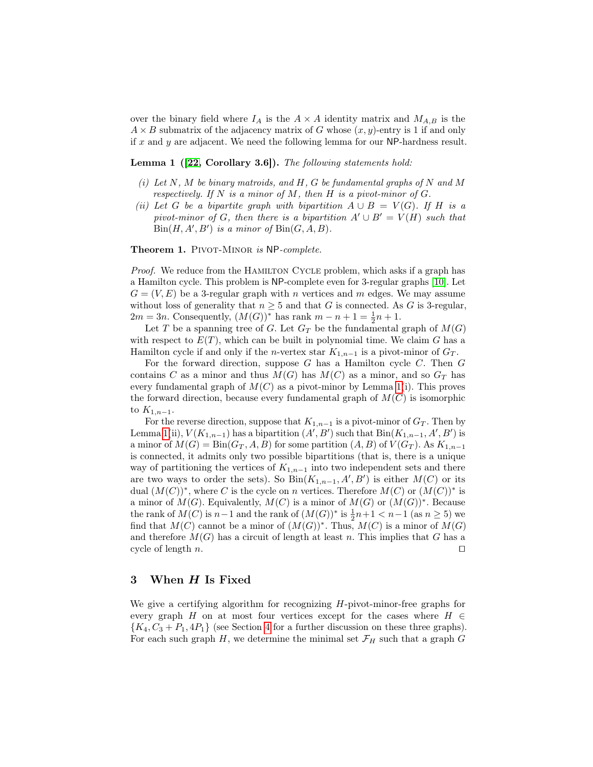over the binary field where $I_A$ is the $A \times A$ identity matrix and $M_{A,B}$ is the $A \times B$ submatrix of the adjacency matrix of $G$ whose $(x, y)$-entry is 1 if and only if $x$ and $y$ are adjacent. We need the following lemma for our NP-hardness result.

**Lemma 1 ([22, Corollary 3.6]).** *The following statements hold:*

*(i) Let $N$, $M$ be binary matroids, and $H$, $G$ be fundamental graphs of $N$ and $M$ respectively. If $N$ is a minor of $M$, then $H$ is a pivot-minor of $G$.*

*(ii) Let $G$ be a bipartite graph with bipartition $A \cup B = V(G)$. If $H$ is a pivot-minor of $G$, then there is a bipartition $A' \cup B' = V(H)$ such that $\mathrm{Bin}(H, A', B')$ is a minor of $\mathrm{Bin}(G, A, B)$.*

**Theorem 1.** Pivot-Minor *is* NP*-complete.*

*Proof.* We reduce from the Hamilton Cycle problem, which asks if a graph has a Hamilton cycle. This problem is NP-complete even for 3-regular graphs [10]. Let $G = (V, E)$ be a 3-regular graph with $n$ vertices and $m$ edges. We may assume without loss of generality that $n \geq 5$ and that $G$ is connected. As $G$ is 3-regular, $2m = 3n$. Consequently, $(M(G))^*$ has rank $m - n + 1 = \frac{1}{2}n + 1$.

Let $T$ be a spanning tree of $G$. Let $G_T$ be the fundamental graph of $M(G)$ with respect to $E(T)$, which can be built in polynomial time. We claim $G$ has a Hamilton cycle if and only if the $n$-vertex star $K_{1,n-1}$ is a pivot-minor of $G_T$.

For the forward direction, suppose $G$ has a Hamilton cycle $C$. Then $G$ contains $C$ as a minor and thus $M(G)$ has $M(C)$ as a minor, and so $G_T$ has every fundamental graph of $M(C)$ as a pivot-minor by Lemma 1(i). This proves the forward direction, because every fundamental graph of $M(C)$ is isomorphic to $K_{1,n-1}$.

For the reverse direction, suppose that $K_{1,n-1}$ is a pivot-minor of $G_T$. Then by Lemma 1(ii), $V(K_{1,n-1})$ has a bipartition $(A', B')$ such that $\mathrm{Bin}(K_{1,n-1}, A', B')$ is a minor of $M(G) = \mathrm{Bin}(G_T, A, B)$ for some partition $(A, B)$ of $V(G_T)$. As $K_{1,n-1}$ is connected, it admits only two possible bipartitions (that is, there is a unique way of partitioning the vertices of $K_{1,n-1}$ into two independent sets and there are two ways to order the sets). So $\mathrm{Bin}(K_{1,n-1}, A', B')$ is either $M(C)$ or its dual $(M(C))^*$, where $C$ is the cycle on $n$ vertices. Therefore $M(C)$ or $(M(C))^*$ is a minor of $M(G)$. Equivalently, $M(C)$ is a minor of $M(G)$ or $(M(G))^*$. Because the rank of $M(C)$ is $n-1$ and the rank of $(M(G))^*$ is $\frac{1}{2}n+1 < n-1$ (as $n \geq 5$) we find that $M(C)$ cannot be a minor of $(M(G))^*$. Thus, $M(C)$ is a minor of $M(G)$ and therefore $M(G)$ has a circuit of length at least $n$. This implies that $G$ has a cycle of length $n$. ◻

## 3 When $H$ Is Fixed

We give a certifying algorithm for recognizing $H$-pivot-minor-free graphs for every graph $H$ on at most four vertices except for the cases where $H \in \{K_4, C_3 + P_1, 4P_1\}$ (see Section 4 for a further discussion on these three graphs). For each such graph $H$, we determine the minimal set $\mathcal{F}_H$ such that a graph $G$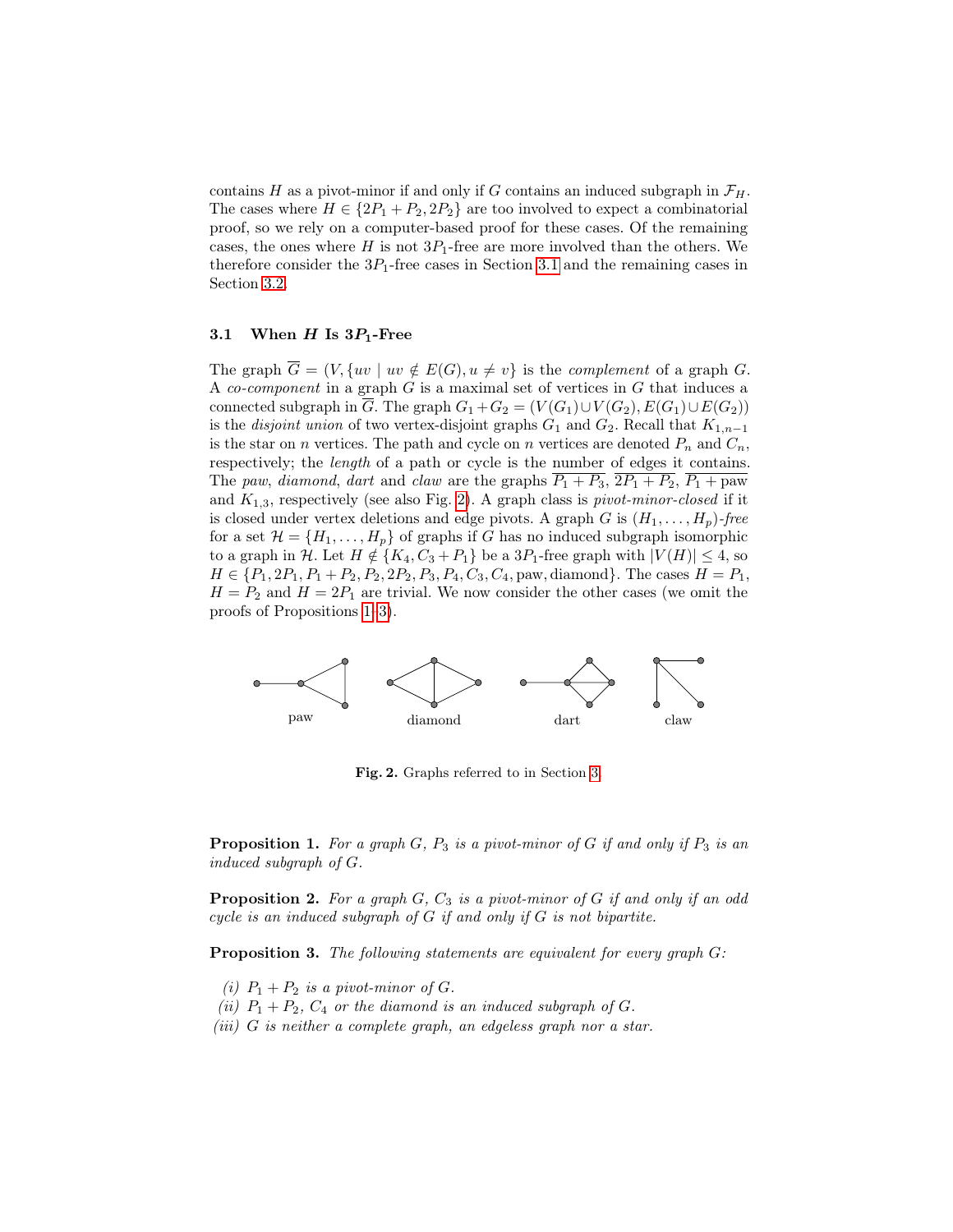contains $H$ as a pivot-minor if and only if $G$ contains an induced subgraph in $\mathcal{F}_H$. The cases where $H \in \{2P_1 + P_2, 2P_2\}$ are too involved to expect a combinatorial proof, so we rely on a computer-based proof for these cases. Of the remaining cases, the ones where $H$ is not $3P_1$-free are more involved than the others. We therefore consider the $3P_1$-free cases in Section 3.1 and the remaining cases in Section 3.2.

### 3.1 When $H$ Is $3P_1$-Free

The graph $\overline{G} = (V, \{uv \mid uv \notin E(G), u \neq v\}$ is the *complement* of a graph $G$. A *co-component* in a graph $G$ is a maximal set of vertices in $G$ that induces a connected subgraph in $\overline{G}$. The graph $G_1 + G_2 = (V(G_1) \cup V(G_2), E(G_1) \cup E(G_2))$ is the *disjoint union* of two vertex-disjoint graphs $G_1$ and $G_2$. Recall that $K_{1,n-1}$ is the star on $n$ vertices. The path and cycle on $n$ vertices are denoted $P_n$ and $C_n$, respectively; the *length* of a path or cycle is the number of edges it contains. The *paw*, *diamond*, *dart* and *claw* are the graphs $\overline{P_1 + P_3}$, $\overline{2P_1 + P_2}$, $\overline{P_1 + \text{paw}}$ and $K_{1,3}$, respectively (see also Fig. 2). A graph class is *pivot-minor-closed* if it is closed under vertex deletions and edge pivots. A graph $G$ is $(H_1, \ldots, H_p)$*-free* for a set $\mathcal{H} = \{H_1, \ldots, H_p\}$ of graphs if $G$ has no induced subgraph isomorphic to a graph in $\mathcal{H}$. Let $H \notin \{K_4, C_3 + P_1\}$ be a $3P_1$-free graph with $|V(H)| \leq 4$, so $H \in \{P_1, 2P_1, P_1 + P_2, P_2, 2P_2, P_3, P_4, C_3, C_4, \text{paw}, \text{diamond}\}$. The cases $H = P_1$, $H = P_2$ and $H = 2P_1$ are trivial. We now consider the other cases (we omit the proofs of Propositions 1–3).

paw diamond dart claw

**Fig. 2.** Graphs referred to in Section 3.

**Proposition 1.** *For a graph $G$, $P_3$ is a pivot-minor of $G$ if and only if $P_3$ is an induced subgraph of $G$.*

**Proposition 2.** *For a graph $G$, $C_3$ is a pivot-minor of $G$ if and only if an odd cycle is an induced subgraph of $G$ if and only if $G$ is not bipartite.*

**Proposition 3.** *The following statements are equivalent for every graph $G$:*

*(i) $P_1 + P_2$ is a pivot-minor of $G$.*
*(ii) $P_1 + P_2$, $C_4$ or the diamond is an induced subgraph of $G$.*
*(iii) $G$ is neither a complete graph, an edgeless graph nor a star.*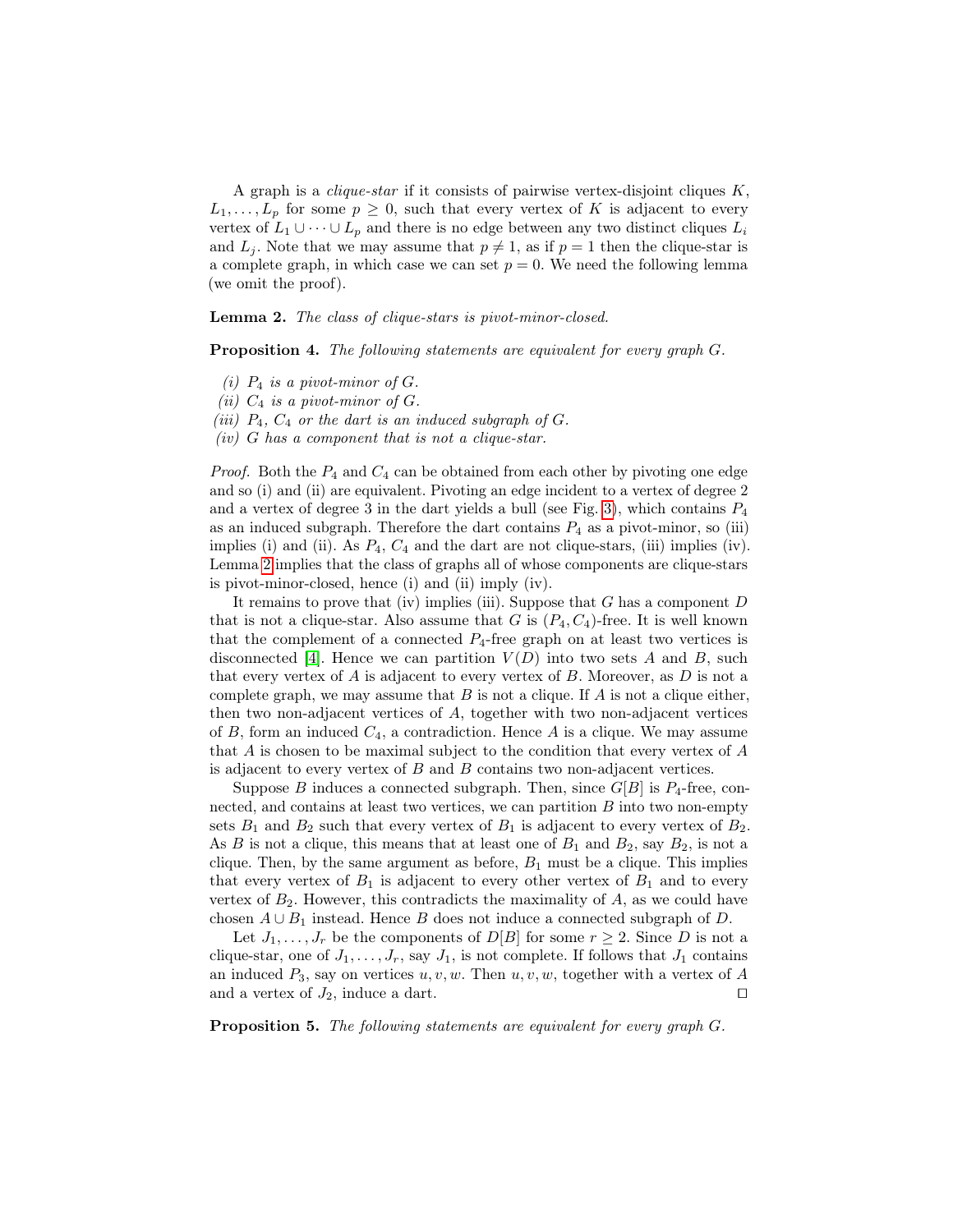A graph is a *clique-star* if it consists of pairwise vertex-disjoint cliques $K$, $L_1, \ldots, L_p$ for some $p \geq 0$, such that every vertex of $K$ is adjacent to every vertex of $L_1 \cup \cdots \cup L_p$ and there is no edge between any two distinct cliques $L_i$ and $L_j$. Note that we may assume that $p \neq 1$, as if $p = 1$ then the clique-star is a complete graph, in which case we can set $p = 0$. We need the following lemma (we omit the proof).

**Lemma 2.** *The class of clique-stars is pivot-minor-closed.*

**Proposition 4.** *The following statements are equivalent for every graph $G$.*

*(i) $P_4$ is a pivot-minor of $G$.*
*(ii) $C_4$ is a pivot-minor of $G$.*
*(iii) $P_4$, $C_4$ or the dart is an induced subgraph of $G$.*
*(iv) $G$ has a component that is not a clique-star.*

*Proof.* Both the $P_4$ and $C_4$ can be obtained from each other by pivoting one edge and so (i) and (ii) are equivalent. Pivoting an edge incident to a vertex of degree 2 and a vertex of degree 3 in the dart yields a bull (see Fig. 3), which contains $P_4$ as an induced subgraph. Therefore the dart contains $P_4$ as a pivot-minor, so (iii) implies (i) and (ii). As $P_4$, $C_4$ and the dart are not clique-stars, (iii) implies (iv). Lemma 2 implies that the class of graphs all of whose components are clique-stars is pivot-minor-closed, hence (i) and (ii) imply (iv).

It remains to prove that (iv) implies (iii). Suppose that $G$ has a component $D$ that is not a clique-star. Also assume that $G$ is $(P_4, C_4)$-free. It is well known that the complement of a connected $P_4$-free graph on at least two vertices is disconnected [4]. Hence we can partition $V(D)$ into two sets $A$ and $B$, such that every vertex of $A$ is adjacent to every vertex of $B$. Moreover, as $D$ is not a complete graph, we may assume that $B$ is not a clique. If $A$ is not a clique either, then two non-adjacent vertices of $A$, together with two non-adjacent vertices of $B$, form an induced $C_4$, a contradiction. Hence $A$ is a clique. We may assume that $A$ is chosen to be maximal subject to the condition that every vertex of $A$ is adjacent to every vertex of $B$ and $B$ contains two non-adjacent vertices.

Suppose $B$ induces a connected subgraph. Then, since $G[B]$ is $P_4$-free, connected, and contains at least two vertices, we can partition $B$ into two non-empty sets $B_1$ and $B_2$ such that every vertex of $B_1$ is adjacent to every vertex of $B_2$. As $B$ is not a clique, this means that at least one of $B_1$ and $B_2$, say $B_2$, is not a clique. Then, by the same argument as before, $B_1$ must be a clique. This implies that every vertex of $B_1$ is adjacent to every other vertex of $B_1$ and to every vertex of $B_2$. However, this contradicts the maximality of $A$, as we could have chosen $A \cup B_1$ instead. Hence $B$ does not induce a connected subgraph of $D$.

Let $J_1, \ldots, J_r$ be the components of $D[B]$ for some $r \geq 2$. Since $D$ is not a clique-star, one of $J_1, \ldots, J_r$, say $J_1$, is not complete. If follows that $J_1$ contains an induced $P_3$, say on vertices $u, v, w$. Then $u, v, w$, together with a vertex of $A$ and a vertex of $J_2$, induce a dart. ◻

**Proposition 5.** *The following statements are equivalent for every graph $G$.*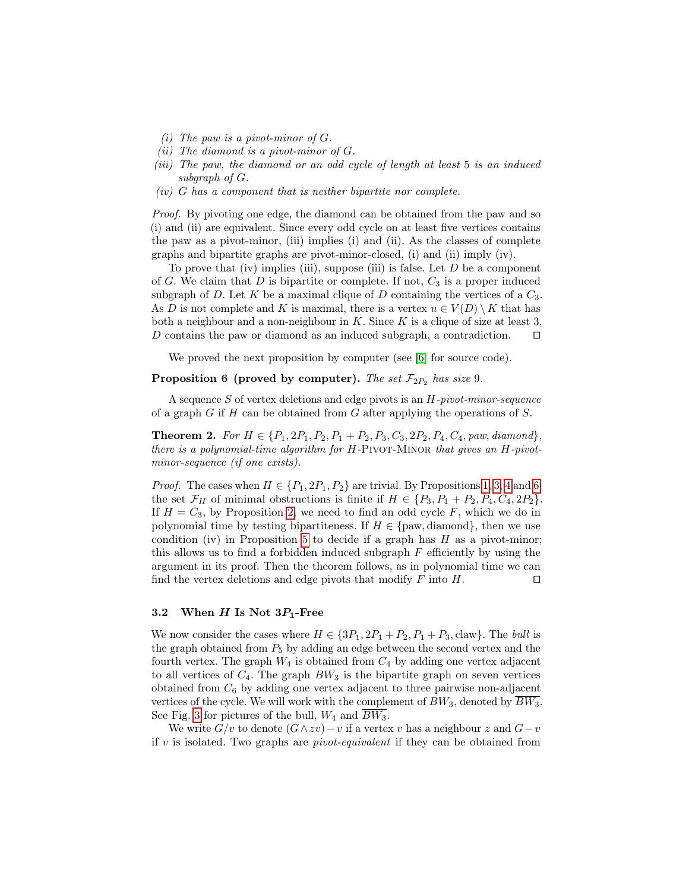*(i) The paw is a pivot-minor of $G$.*
*(ii) The diamond is a pivot-minor of $G$.*
*(iii) The paw, the diamond or an odd cycle of length at least 5 is an induced subgraph of $G$.*
*(iv) $G$ has a component that is neither bipartite nor complete.*

*Proof.* By pivoting one edge, the diamond can be obtained from the paw and so (i) and (ii) are equivalent. Since every odd cycle on at least five vertices contains the paw as a pivot-minor, (iii) implies (i) and (ii). As the classes of complete graphs and bipartite graphs are pivot-minor-closed, (i) and (ii) imply (iv).

To prove that (iv) implies (iii), suppose (iii) is false. Let $D$ be a component of $G$. We claim that $D$ is bipartite or complete. If not, $C_3$ is a proper induced subgraph of $D$. Let $K$ be a maximal clique of $D$ containing the vertices of a $C_3$. As $D$ is not complete and $K$ is maximal, there is a vertex $u \in V(D) \setminus K$ that has both a neighbour and a non-neighbour in $K$. Since $K$ is a clique of size at least 3, $D$ contains the paw or diamond as an induced subgraph, a contradiction. □

We proved the next proposition by computer (see [6] for source code).

**Proposition 6 (proved by computer).** *The set $\mathcal{F}_{2P_2}$ has size 9.*

A sequence $S$ of vertex deletions and edge pivots is an *$H$-pivot-minor-sequence* of a graph $G$ if $H$ can be obtained from $G$ after applying the operations of $S$.

**Theorem 2.** *For $H \in \{P_1, 2P_1, P_2, P_1 + P_2, P_3, C_3, 2P_2, P_4, C_4, paw, diamond\}$, there is a polynomial-time algorithm for $H$-Pivot-Minor that gives an $H$-pivot-minor-sequence (if one exists).*

*Proof.* The cases when $H \in \{P_1, 2P_1, P_2\}$ are trivial. By Propositions 1, 3, 4 and 6, the set $\mathcal{F}_H$ of minimal obstructions is finite if $H \in \{P_3, P_1 + P_2, P_4, C_4, 2P_2\}$. If $H = C_3$, by Proposition 2, we need to find an odd cycle $F$, which we do in polynomial time by testing bipartiteness. If $H \in \{\text{paw}, \text{diamond}\}$, then we use condition (iv) in Proposition 5 to decide if a graph has $H$ as a pivot-minor; this allows us to find a forbidden induced subgraph $F$ efficiently by using the argument in its proof. Then the theorem follows, as in polynomial time we can find the vertex deletions and edge pivots that modify $F$ into $H$. □

### 3.2 When $H$ Is Not $3P_1$-Free

We now consider the cases where $H \in \{3P_1, 2P_1 + P_2, P_1 + P_3, \text{claw}\}$. The *bull* is the graph obtained from $P_5$ by adding an edge between the second vertex and the fourth vertex. The graph $W_4$ is obtained from $C_4$ by adding one vertex adjacent to all vertices of $C_4$. The graph $BW_3$ is the bipartite graph on seven vertices obtained from $C_6$ by adding one vertex adjacent to three pairwise non-adjacent vertices of the cycle. We will work with the complement of $BW_3$, denoted by $\overline{BW_3}$. See Fig. 3 for pictures of the bull, $W_4$ and $\overline{BW_3}$.

We write $G/v$ to denote $(G \wedge zv) - v$ if a vertex $v$ has a neighbour $z$ and $G - v$ if $v$ is isolated. Two graphs are *pivot-equivalent* if they can be obtained from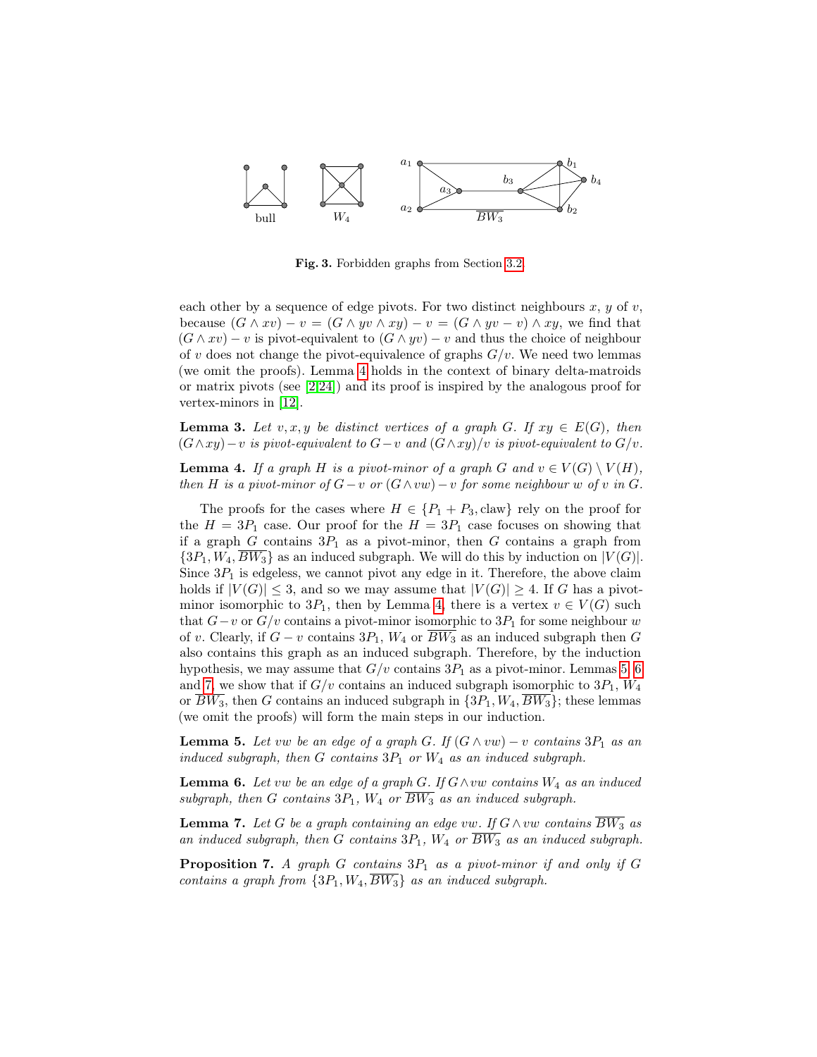**Fig. 3.** Forbidden graphs from Section 3.2.

each other by a sequence of edge pivots. For two distinct neighbours $x$, $y$ of $v$, because $(G \wedge xv) - v = (G \wedge yv \wedge xy) - v = (G \wedge yv - v) \wedge xy$, we find that $(G \wedge xv) - v$ is pivot-equivalent to $(G \wedge yv) - v$ and thus the choice of neighbour of $v$ does not change the pivot-equivalence of graphs $G/v$. We need two lemmas (we omit the proofs). Lemma 4 holds in the context of binary delta-matroids or matrix pivots (see [2,24]) and its proof is inspired by the analogous proof for vertex-minors in [12].

**Lemma 3.** *Let $v, x, y$ be distinct vertices of a graph $G$. If $xy \in E(G)$, then $(G \wedge xy) - v$ is pivot-equivalent to $G - v$ and $(G \wedge xy)/v$ is pivot-equivalent to $G/v$.*

**Lemma 4.** *If a graph $H$ is a pivot-minor of a graph $G$ and $v \in V(G) \setminus V(H)$, then $H$ is a pivot-minor of $G - v$ or $(G \wedge vw) - v$ for some neighbour $w$ of $v$ in $G$.*

The proofs for the cases where $H \in \{P_1 + P_3, \text{claw}\}$ rely on the proof for the $H = 3P_1$ case. Our proof for the $H = 3P_1$ case focuses on showing that if a graph $G$ contains $3P_1$ as a pivot-minor, then $G$ contains a graph from $\{3P_1, W_4, \overline{BW_3}\}$ as an induced subgraph. We will do this by induction on $|V(G)|$. Since $3P_1$ is edgeless, we cannot pivot any edge in it. Therefore, the above claim holds if $|V(G)| \leq 3$, and so we may assume that $|V(G)| \geq 4$. If $G$ has a pivot-minor isomorphic to $3P_1$, then by Lemma 4, there is a vertex $v \in V(G)$ such that $G - v$ or $G/v$ contains a pivot-minor isomorphic to $3P_1$ for some neighbour $w$ of $v$. Clearly, if $G - v$ contains $3P_1$, $W_4$ or $\overline{BW_3}$ as an induced subgraph then $G$ also contains this graph as an induced subgraph. Therefore, by the induction hypothesis, we may assume that $G/v$ contains $3P_1$ as a pivot-minor. Lemmas 5, 6 and 7, we show that if $G/v$ contains an induced subgraph isomorphic to $3P_1$, $W_4$ or $\overline{BW_3}$, then $G$ contains an induced subgraph in $\{3P_1, W_4, \overline{BW_3}\}$; these lemmas (we omit the proofs) will form the main steps in our induction.

**Lemma 5.** *Let $vw$ be an edge of a graph $G$. If $(G \wedge vw) - v$ contains $3P_1$ as an induced subgraph, then $G$ contains $3P_1$ or $W_4$ as an induced subgraph.*

**Lemma 6.** *Let $vw$ be an edge of a graph $G$. If $G \wedge vw$ contains $W_4$ as an induced subgraph, then $G$ contains $3P_1$, $W_4$ or $\overline{BW_3}$ as an induced subgraph.*

**Lemma 7.** *Let $G$ be a graph containing an edge $vw$. If $G \wedge vw$ contains $\overline{BW_3}$ as an induced subgraph, then $G$ contains $3P_1$, $W_4$ or $\overline{BW_3}$ as an induced subgraph.*

**Proposition 7.** *A graph $G$ contains $3P_1$ as a pivot-minor if and only if $G$ contains a graph from $\{3P_1, W_4, \overline{BW_3}\}$ as an induced subgraph.*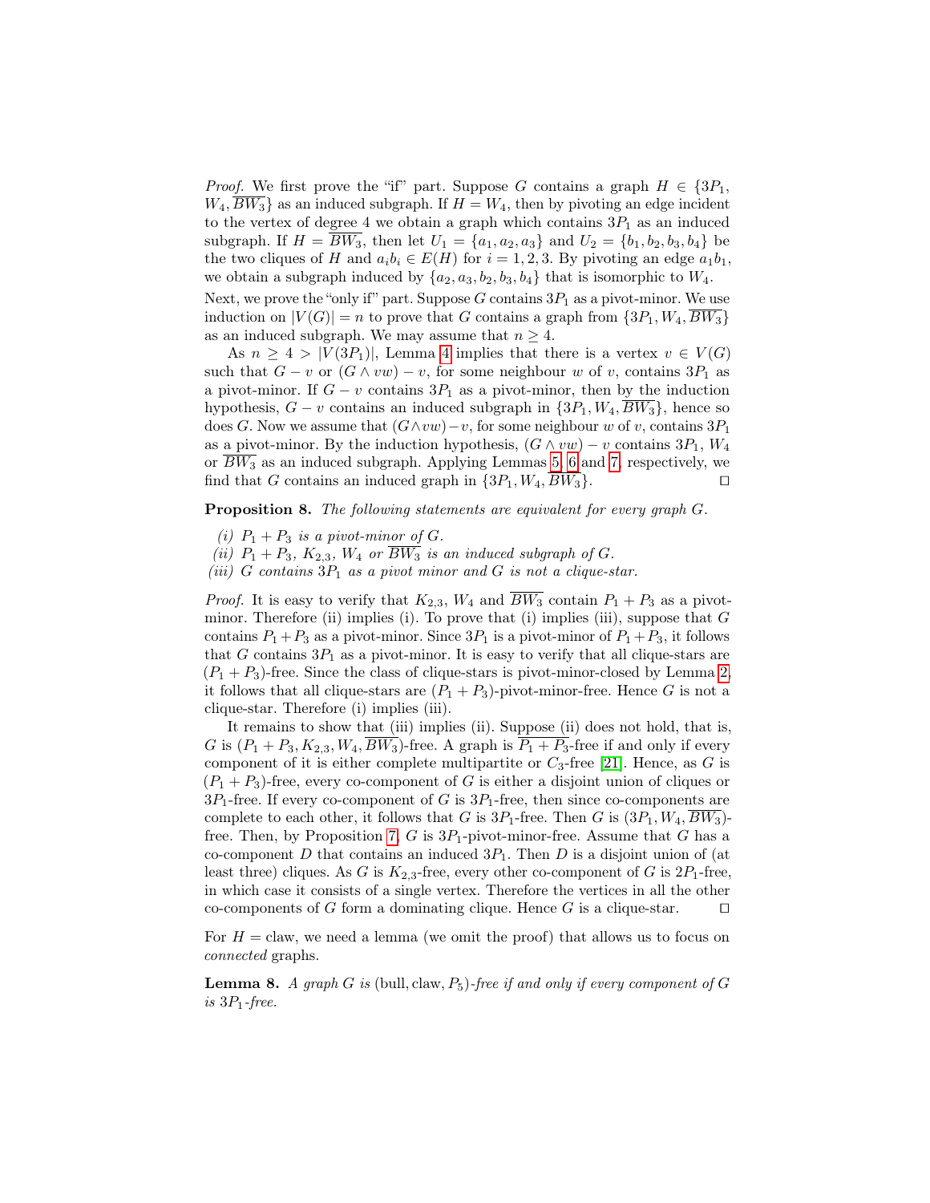*Proof.* We first prove the "if" part. Suppose $G$ contains a graph $H \in \{3P_1, W_4, \overline{BW_3}\}$ as an induced subgraph. If $H = W_4$, then by pivoting an edge incident to the vertex of degree 4 we obtain a graph which contains $3P_1$ as an induced subgraph. If $H = \overline{BW_3}$, then let $U_1 = \{a_1, a_2, a_3\}$ and $U_2 = \{b_1, b_2, b_3, b_4\}$ be the two cliques of $H$ and $a_i b_i \in E(H)$ for $i = 1, 2, 3$. By pivoting an edge $a_1 b_1$, we obtain a subgraph induced by $\{a_2, a_3, b_2, b_3, b_4\}$ that is isomorphic to $W_4$.

Next, we prove the "only if" part. Suppose $G$ contains $3P_1$ as a pivot-minor. We use induction on $|V(G)| = n$ to prove that $G$ contains a graph from $\{3P_1, W_4, \overline{BW_3}\}$ as an induced subgraph. We may assume that $n \geq 4$.

As $n \geq 4 > |V(3P_1)|$, Lemma 4 implies that there is a vertex $v \in V(G)$ such that $G - v$ or $(G \wedge vw) - v$, for some neighbour $w$ of $v$, contains $3P_1$ as a pivot-minor. If $G - v$ contains $3P_1$ as a pivot-minor, then by the induction hypothesis, $G - v$ contains an induced subgraph in $\{3P_1, W_4, \overline{BW_3}\}$, hence so does $G$. Now we assume that $(G \wedge vw) - v$, for some neighbour $w$ of $v$, contains $3P_1$ as a pivot-minor. By the induction hypothesis, $(G \wedge vw) - v$ contains $3P_1$, $W_4$ or $\overline{BW_3}$ as an induced subgraph. Applying Lemmas 5, 6 and 7, respectively, we find that $G$ contains an induced graph in $\{3P_1, W_4, \overline{BW_3}\}$. ◻

**Proposition 8.** *The following statements are equivalent for every graph $G$.*

*(i) $P_1 + P_3$ is a pivot-minor of $G$.*
*(ii) $P_1 + P_3$, $K_{2,3}$, $W_4$ or $\overline{BW_3}$ is an induced subgraph of $G$.*
*(iii) $G$ contains $3P_1$ as a pivot minor and $G$ is not a clique-star.*

*Proof.* It is easy to verify that $K_{2,3}$, $W_4$ and $\overline{BW_3}$ contain $P_1 + P_3$ as a pivot-minor. Therefore (ii) implies (i). To prove that (i) implies (iii), suppose that $G$ contains $P_1 + P_3$ as a pivot-minor. Since $3P_1$ is a pivot-minor of $P_1 + P_3$, it follows that $G$ contains $3P_1$ as a pivot-minor. It is easy to verify that all clique-stars are $(P_1 + P_3)$-free. Since the class of clique-stars is pivot-minor-closed by Lemma 2, it follows that all clique-stars are $(P_1 + P_3)$-pivot-minor-free. Hence $G$ is not a clique-star. Therefore (i) implies (iii).

It remains to show that (iii) implies (ii). Suppose (ii) does not hold, that is, $G$ is $(P_1 + P_3, K_{2,3}, W_4, \overline{BW_3})$-free. A graph is $\overline{P_1 + P_3}$-free if and only if every component of it is either complete multipartite or $C_3$-free [21]. Hence, as $G$ is $(P_1 + P_3)$-free, every co-component of $G$ is either a disjoint union of cliques or $3P_1$-free. If every co-component of $G$ is $3P_1$-free, then since co-components are complete to each other, it follows that $G$ is $3P_1$-free. Then $G$ is $(3P_1, W_4, \overline{BW_3})$-free. Then, by Proposition 7, $G$ is $3P_1$-pivot-minor-free. Assume that $G$ has a co-component $D$ that contains an induced $3P_1$. Then $D$ is a disjoint union of (at least three) cliques. As $G$ is $K_{2,3}$-free, every other co-component of $G$ is $2P_1$-free, in which case it consists of a single vertex. Therefore the vertices in all the other co-components of $G$ form a dominating clique. Hence $G$ is a clique-star. ◻

For $H = \text{claw}$, we need a lemma (we omit the proof) that allows us to focus on *connected* graphs.

**Lemma 8.** *A graph $G$ is $(\text{bull}, \text{claw}, P_5)$-free if and only if every component of $G$ is $3P_1$-free.*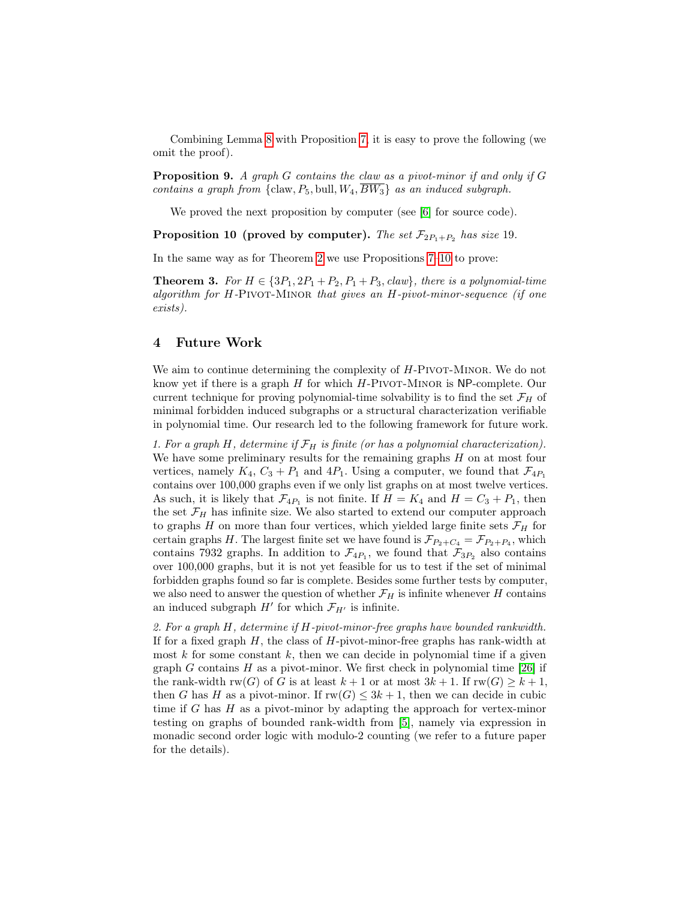Combining Lemma 8 with Proposition 7, it is easy to prove the following (we omit the proof).

**Proposition 9.** *A graph $G$ contains the claw as a pivot-minor if and only if $G$ contains a graph from* $\{\text{claw}, P_5, \text{bull}, W_4, \overline{BW_3}\}$ *as an induced subgraph.*

We proved the next proposition by computer (see [6] for source code).

**Proposition 10 (proved by computer).** *The set $\mathcal{F}_{2P_1+P_2}$ has size 19.*

In the same way as for Theorem 2 we use Propositions 7–10 to prove:

**Theorem 3.** *For $H \in \{3P_1, 2P_1 + P_2, P_1 + P_3, claw\}$, there is a polynomial-time algorithm for $H$-*Pivot-Minor* that gives an $H$-pivot-minor-sequence (if one exists).*

## 4 Future Work

We aim to continue determining the complexity of $H$-Pivot-Minor. We do not know yet if there is a graph $H$ for which $H$-Pivot-Minor is NP-complete. Our current technique for proving polynomial-time solvability is to find the set $\mathcal{F}_H$ of minimal forbidden induced subgraphs or a structural characterization verifiable in polynomial time. Our research led to the following framework for future work.

*1. For a graph $H$, determine if $\mathcal{F}_H$ is finite (or has a polynomial characterization).* We have some preliminary results for the remaining graphs $H$ on at most four vertices, namely $K_4$, $C_3 + P_1$ and $4P_1$. Using a computer, we found that $\mathcal{F}_{4P_1}$ contains over 100,000 graphs even if we only list graphs on at most twelve vertices. As such, it is likely that $\mathcal{F}_{4P_1}$ is not finite. If $H = K_4$ and $H = C_3 + P_1$, then the set $\mathcal{F}_H$ has infinite size. We also started to extend our computer approach to graphs $H$ on more than four vertices, which yielded large finite sets $\mathcal{F}_H$ for certain graphs $H$. The largest finite set we have found is $\mathcal{F}_{P_2+C_4} = \mathcal{F}_{P_2+P_4}$, which contains 7932 graphs. In addition to $\mathcal{F}_{4P_1}$, we found that $\mathcal{F}_{3P_2}$ also contains over 100,000 graphs, but it is not yet feasible for us to test if the set of minimal forbidden graphs found so far is complete. Besides some further tests by computer, we also need to answer the question of whether $\mathcal{F}_H$ is infinite whenever $H$ contains an induced subgraph $H'$ for which $\mathcal{F}_{H'}$ is infinite.

*2. For a graph $H$, determine if $H$-pivot-minor-free graphs have bounded rankwidth.* If for a fixed graph $H$, the class of $H$-pivot-minor-free graphs has rank-width at most $k$ for some constant $k$, then we can decide in polynomial time if a given graph $G$ contains $H$ as a pivot-minor. We first check in polynomial time [26] if the rank-width $\text{rw}(G)$ of $G$ is at least $k + 1$ or at most $3k + 1$. If $\text{rw}(G) \geq k + 1$, then $G$ has $H$ as a pivot-minor. If $\text{rw}(G) \leq 3k + 1$, then we can decide in cubic time if $G$ has $H$ as a pivot-minor by adapting the approach for vertex-minor testing on graphs of bounded rank-width from [5], namely via expression in monadic second order logic with modulo-2 counting (we refer to a future paper for the details).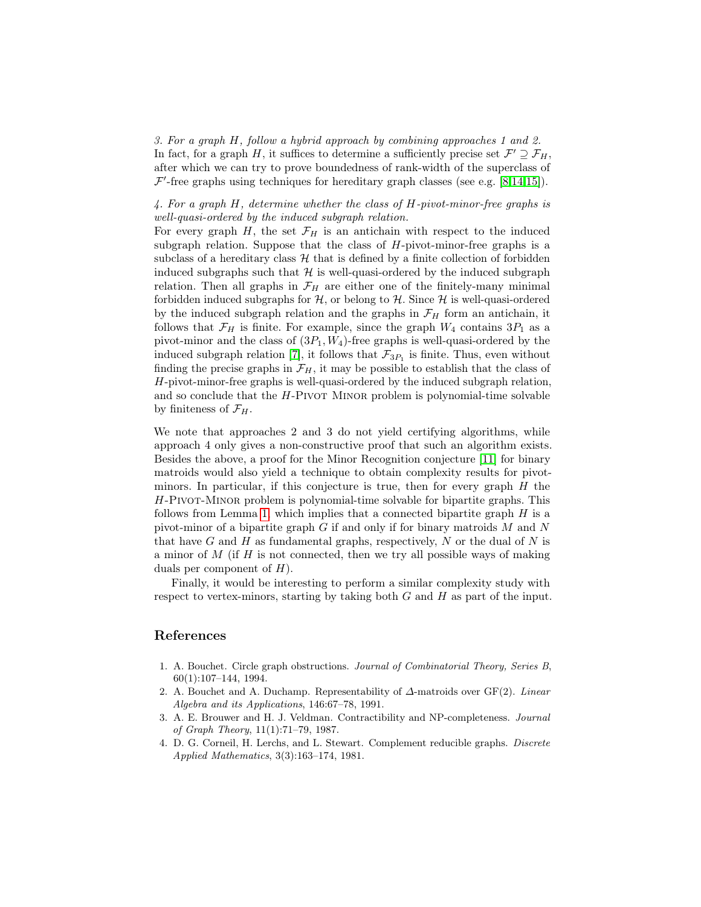*3. For a graph $H$, follow a hybrid approach by combining approaches 1 and 2.*
In fact, for a graph $H$, it suffices to determine a sufficiently precise set $\mathcal{F}' \supseteq \mathcal{F}_H$, after which we can try to prove boundedness of rank-width of the superclass of $\mathcal{F}'$-free graphs using techniques for hereditary graph classes (see e.g. [8,14,15]).

*4. For a graph $H$, determine whether the class of $H$-pivot-minor-free graphs is well-quasi-ordered by the induced subgraph relation.*
For every graph $H$, the set $\mathcal{F}_H$ is an antichain with respect to the induced subgraph relation. Suppose that the class of $H$-pivot-minor-free graphs is a subclass of a hereditary class $\mathcal{H}$ that is defined by a finite collection of forbidden induced subgraphs such that $\mathcal{H}$ is well-quasi-ordered by the induced subgraph relation. Then all graphs in $\mathcal{F}_H$ are either one of the finitely-many minimal forbidden induced subgraphs for $\mathcal{H}$, or belong to $\mathcal{H}$. Since $\mathcal{H}$ is well-quasi-ordered by the induced subgraph relation and the graphs in $\mathcal{F}_H$ form an antichain, it follows that $\mathcal{F}_H$ is finite. For example, since the graph $W_4$ contains $3P_1$ as a pivot-minor and the class of $(3P_1, W_4)$-free graphs is well-quasi-ordered by the induced subgraph relation [7], it follows that $\mathcal{F}_{3P_1}$ is finite. Thus, even without finding the precise graphs in $\mathcal{F}_H$, it may be possible to establish that the class of $H$-pivot-minor-free graphs is well-quasi-ordered by the induced subgraph relation, and so conclude that the $H$-Pivot Minor problem is polynomial-time solvable by finiteness of $\mathcal{F}_H$.

We note that approaches 2 and 3 do not yield certifying algorithms, while approach 4 only gives a non-constructive proof that such an algorithm exists. Besides the above, a proof for the Minor Recognition conjecture [11] for binary matroids would also yield a technique to obtain complexity results for pivot-minors. In particular, if this conjecture is true, then for every graph $H$ the $H$-Pivot-Minor problem is polynomial-time solvable for bipartite graphs. This follows from Lemma 1, which implies that a connected bipartite graph $H$ is a pivot-minor of a bipartite graph $G$ if and only if for binary matroids $M$ and $N$ that have $G$ and $H$ as fundamental graphs, respectively, $N$ or the dual of $N$ is a minor of $M$ (if $H$ is not connected, then we try all possible ways of making duals per component of $H$).

Finally, it would be interesting to perform a similar complexity study with respect to vertex-minors, starting by taking both $G$ and $H$ as part of the input.

## References

1. A. Bouchet. Circle graph obstructions. *Journal of Combinatorial Theory, Series B*, 60(1):107–144, 1994.
2. A. Bouchet and A. Duchamp. Representability of $\Delta$-matroids over GF(2). *Linear Algebra and its Applications*, 146:67–78, 1991.
3. A. E. Brouwer and H. J. Veldman. Contractibility and NP-completeness. *Journal of Graph Theory*, 11(1):71–79, 1987.
4. D. G. Corneil, H. Lerchs, and L. Stewart. Complement reducible graphs. *Discrete Applied Mathematics*, 3(3):163–174, 1981.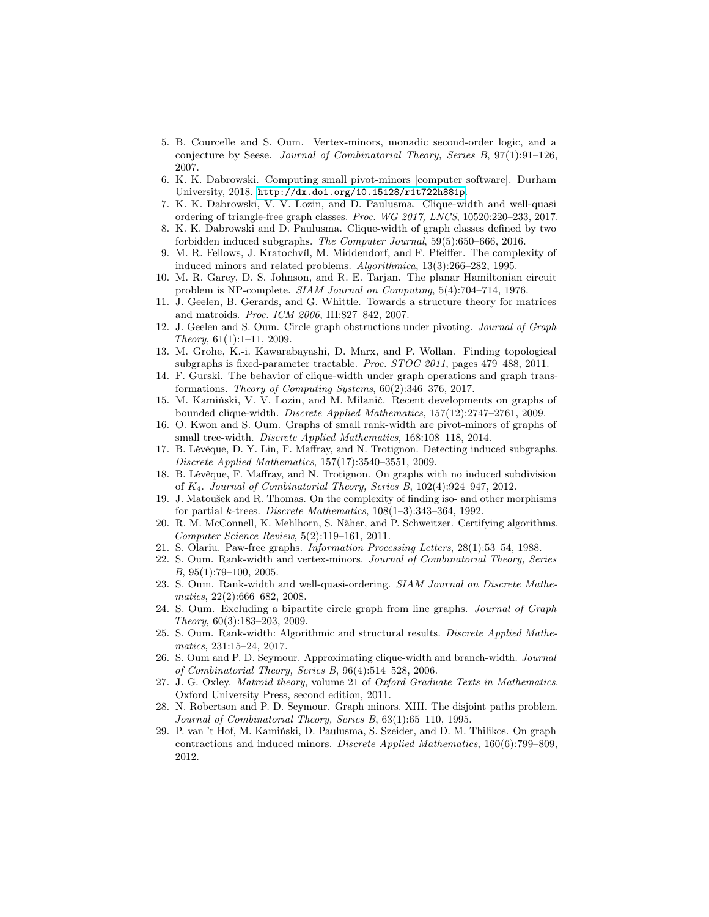5. B. Courcelle and S. Oum. Vertex-minors, monadic second-order logic, and a conjecture by Seese. *Journal of Combinatorial Theory, Series B*, 97(1):91–126, 2007.
6. K. K. Dabrowski. Computing small pivot-minors [computer software]. Durham University, 2018. http://dx.doi.org/10.15128/r1t722h881p.
7. K. K. Dabrowski, V. V. Lozin, and D. Paulusma. Clique-width and well-quasi ordering of triangle-free graph classes. *Proc. WG 2017, LNCS*, 10520:220–233, 2017.
8. K. K. Dabrowski and D. Paulusma. Clique-width of graph classes defined by two forbidden induced subgraphs. *The Computer Journal*, 59(5):650–666, 2016.
9. M. R. Fellows, J. Kratochvíl, M. Middendorf, and F. Pfeiffer. The complexity of induced minors and related problems. *Algorithmica*, 13(3):266–282, 1995.
10. M. R. Garey, D. S. Johnson, and R. E. Tarjan. The planar Hamiltonian circuit problem is NP-complete. *SIAM Journal on Computing*, 5(4):704–714, 1976.
11. J. Geelen, B. Gerards, and G. Whittle. Towards a structure theory for matrices and matroids. *Proc. ICM 2006*, III:827–842, 2007.
12. J. Geelen and S. Oum. Circle graph obstructions under pivoting. *Journal of Graph Theory*, 61(1):1–11, 2009.
13. M. Grohe, K.-i. Kawarabayashi, D. Marx, and P. Wollan. Finding topological subgraphs is fixed-parameter tractable. *Proc. STOC 2011*, pages 479–488, 2011.
14. F. Gurski. The behavior of clique-width under graph operations and graph transformations. *Theory of Computing Systems*, 60(2):346–376, 2017.
15. M. Kamiński, V. V. Lozin, and M. Milanič. Recent developments on graphs of bounded clique-width. *Discrete Applied Mathematics*, 157(12):2747–2761, 2009.
16. O. Kwon and S. Oum. Graphs of small rank-width are pivot-minors of graphs of small tree-width. *Discrete Applied Mathematics*, 168:108–118, 2014.
17. B. Lévêque, D. Y. Lin, F. Maffray, and N. Trotignon. Detecting induced subgraphs. *Discrete Applied Mathematics*, 157(17):3540–3551, 2009.
18. B. Lévêque, F. Maffray, and N. Trotignon. On graphs with no induced subdivision of $K_4$. *Journal of Combinatorial Theory, Series B*, 102(4):924–947, 2012.
19. J. Matoušek and R. Thomas. On the complexity of finding iso- and other morphisms for partial $k$-trees. *Discrete Mathematics*, 108(1–3):343–364, 1992.
20. R. M. McConnell, K. Mehlhorn, S. Näher, and P. Schweitzer. Certifying algorithms. *Computer Science Review*, 5(2):119–161, 2011.
21. S. Olariu. Paw-free graphs. *Information Processing Letters*, 28(1):53–54, 1988.
22. S. Oum. Rank-width and vertex-minors. *Journal of Combinatorial Theory, Series B*, 95(1):79–100, 2005.
23. S. Oum. Rank-width and well-quasi-ordering. *SIAM Journal on Discrete Mathematics*, 22(2):666–682, 2008.
24. S. Oum. Excluding a bipartite circle graph from line graphs. *Journal of Graph Theory*, 60(3):183–203, 2009.
25. S. Oum. Rank-width: Algorithmic and structural results. *Discrete Applied Mathematics*, 231:15–24, 2017.
26. S. Oum and P. D. Seymour. Approximating clique-width and branch-width. *Journal of Combinatorial Theory, Series B*, 96(4):514–528, 2006.
27. J. G. Oxley. *Matroid theory*, volume 21 of *Oxford Graduate Texts in Mathematics*. Oxford University Press, second edition, 2011.
28. N. Robertson and P. D. Seymour. Graph minors. XIII. The disjoint paths problem. *Journal of Combinatorial Theory, Series B*, 63(1):65–110, 1995.
29. P. van 't Hof, M. Kamiński, D. Paulusma, S. Szeider, and D. M. Thilikos. On graph contractions and induced minors. *Discrete Applied Mathematics*, 160(6):799–809, 2012.